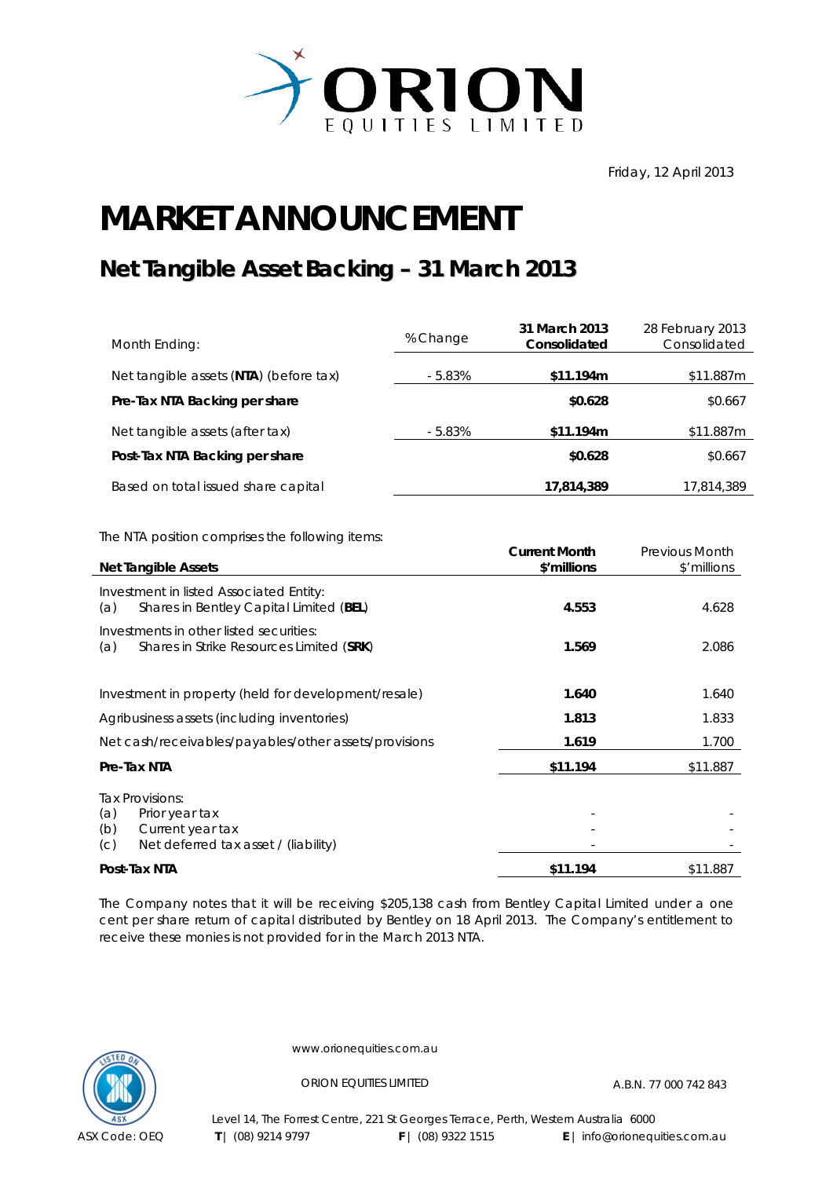ORION EQUITIES LIMITED

Friday, 12 April 2013

# MARKET ANNOUNCEMENT

## Net Tangible Asset Backing – 31 March 2013

| Month Ending: | % Change | **31 March 2013 Consolidated** | 28 February 2013 Consolidated |
|---|---|---|---|
| Net tangible assets (**NTA**) (before tax) | - 5.83% | **$11.194m** | $11.887m |
| **Pre-Tax NTA Backing per share** | | **$0.628** | $0.667 |
| Net tangible assets (after tax) | - 5.83% | **$11.194m** | $11.887m |
| **Post-Tax NTA Backing per share** | | **$0.628** | $0.667 |
| Based on total issued share capital | | **17,814,389** | 17,814,389 |

The NTA position comprises the following items:

| **Net Tangible Assets** | **Current Month $'millions** | Previous Month $'millions |
|---|---|---|
| Investment in listed Associated Entity: (a) Shares in Bentley Capital Limited (**BEL**) | **4.553** | 4.628 |
| Investments in other listed securities: (a) Shares in Strike Resources Limited (**SRK**) | **1.569** | 2.086 |
| Investment in property (held for development/resale) | **1.640** | 1.640 |
| Agribusiness assets (including inventories) | **1.813** | 1.833 |
| Net cash/receivables/payables/other assets/provisions | **1.619** | 1.700 |
| **Pre-Tax NTA** | **$11.194** | $11.887 |
| Tax Provisions: | | |
| (a) Prior year tax | - | - |
| (b) Current year tax | - | - |
| (c) Net deferred tax asset / (liability) | - | - |
| **Post-Tax NTA** | **$11.194** | $11.887 |

The Company notes that it will be receiving $205,138 cash from Bentley Capital Limited under a one cent per share return of capital distributed by Bentley on 18 April 2013. The Company's entitlement to receive these monies is not provided for in the March 2013 NTA.

www.orionequities.com.au

ORION EQUITIES LIMITED A.B.N. 77 000 742 843

Level 14, The Forrest Centre, 221 St Georges Terrace, Perth, Western Australia 6000

ASX Code: OEQ **T** | (08) 9214 9797 **F** | (08) 9322 1515 **E** | info@orionequities.com.au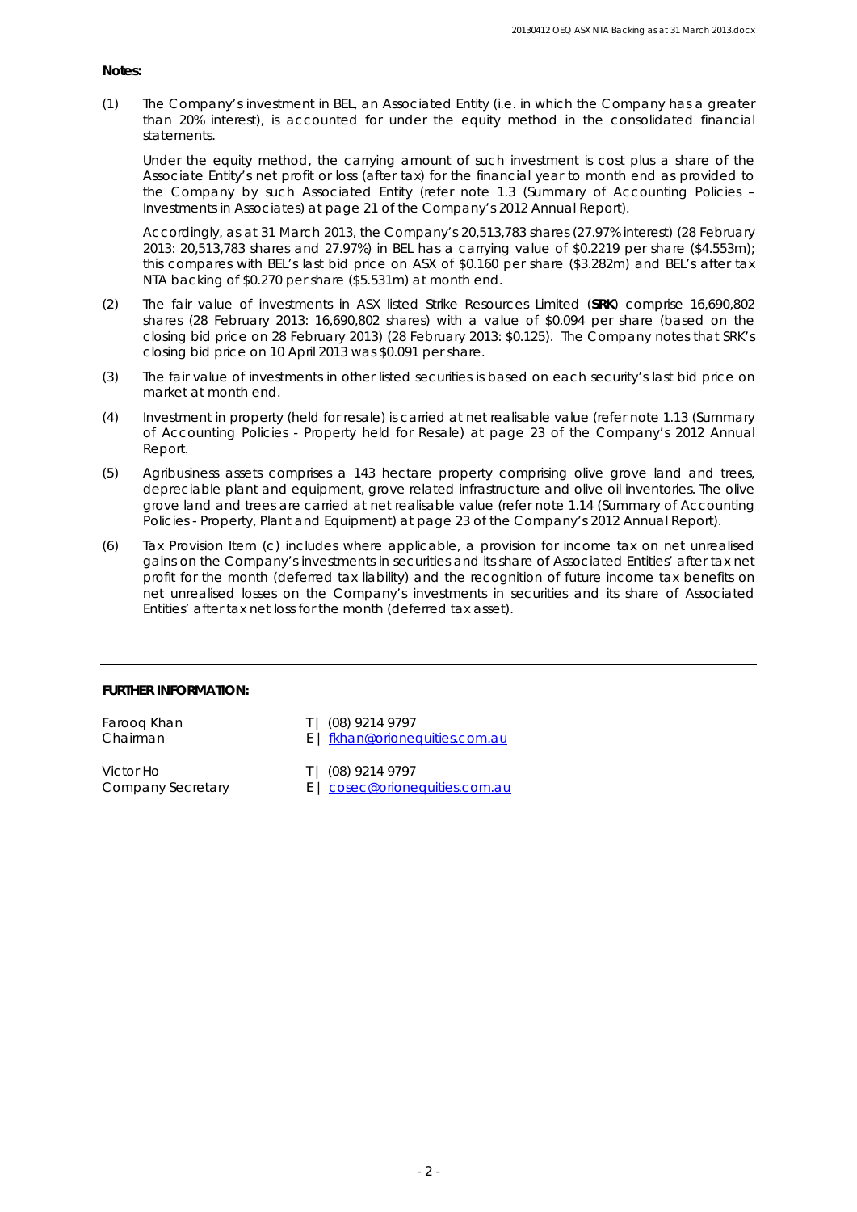**Notes:**

(1) The Company's investment in BEL, an Associated Entity (i.e. in which the Company has a greater than 20% interest), is accounted for under the equity method in the consolidated financial statements.

Under the equity method, the carrying amount of such investment is cost plus a share of the Associate Entity's net profit or loss (after tax) for the financial year to month end as provided to the Company by such Associated Entity (refer note 1.3 (Summary of Accounting Policies – Investments in Associates) at page 21 of the Company's 2012 Annual Report).

Accordingly, as at 31 March 2013, the Company's 20,513,783 shares (27.97% interest) (28 February 2013: 20,513,783 shares and 27.97%) in BEL has a carrying value of $0.2219 per share ($4.553m); this compares with BEL's last bid price on ASX of $0.160 per share ($3.282m) and BEL's after tax NTA backing of $0.270 per share ($5.531m) at month end.

(2) The fair value of investments in ASX listed Strike Resources Limited (**SRK**) comprise 16,690,802 shares (28 February 2013: 16,690,802 shares) with a value of $0.094 per share (based on the closing bid price on 28 February 2013) (28 February 2013: $0.125). The Company notes that SRK's closing bid price on 10 April 2013 was $0.091 per share.

(3) The fair value of investments in other listed securities is based on each security's last bid price on market at month end.

(4) Investment in property (held for resale) is carried at net realisable value (refer note 1.13 (Summary of Accounting Policies - Property held for Resale) at page 23 of the Company's 2012 Annual Report.

(5) Agribusiness assets comprises a 143 hectare property comprising olive grove land and trees, depreciable plant and equipment, grove related infrastructure and olive oil inventories. The olive grove land and trees are carried at net realisable value (refer note 1.14 (Summary of Accounting Policies - Property, Plant and Equipment) at page 23 of the Company's 2012 Annual Report).

(6) Tax Provision Item (c) includes where applicable, a provision for income tax on net unrealised gains on the Company's investments in securities and its share of Associated Entities' after tax net profit for the month (deferred tax liability) and the recognition of future income tax benefits on net unrealised losses on the Company's investments in securities and its share of Associated Entities' after tax net loss for the month (deferred tax asset).

---

**FURTHER INFORMATION:**

| | |
|---|---|
| Farooq Khan<br>Chairman | T \| (08) 9214 9797<br>E \| fkhan@orionequities.com.au |
| Victor Ho<br>Company Secretary | T \| (08) 9214 9797<br>E \| cosec@orionequities.com.au |